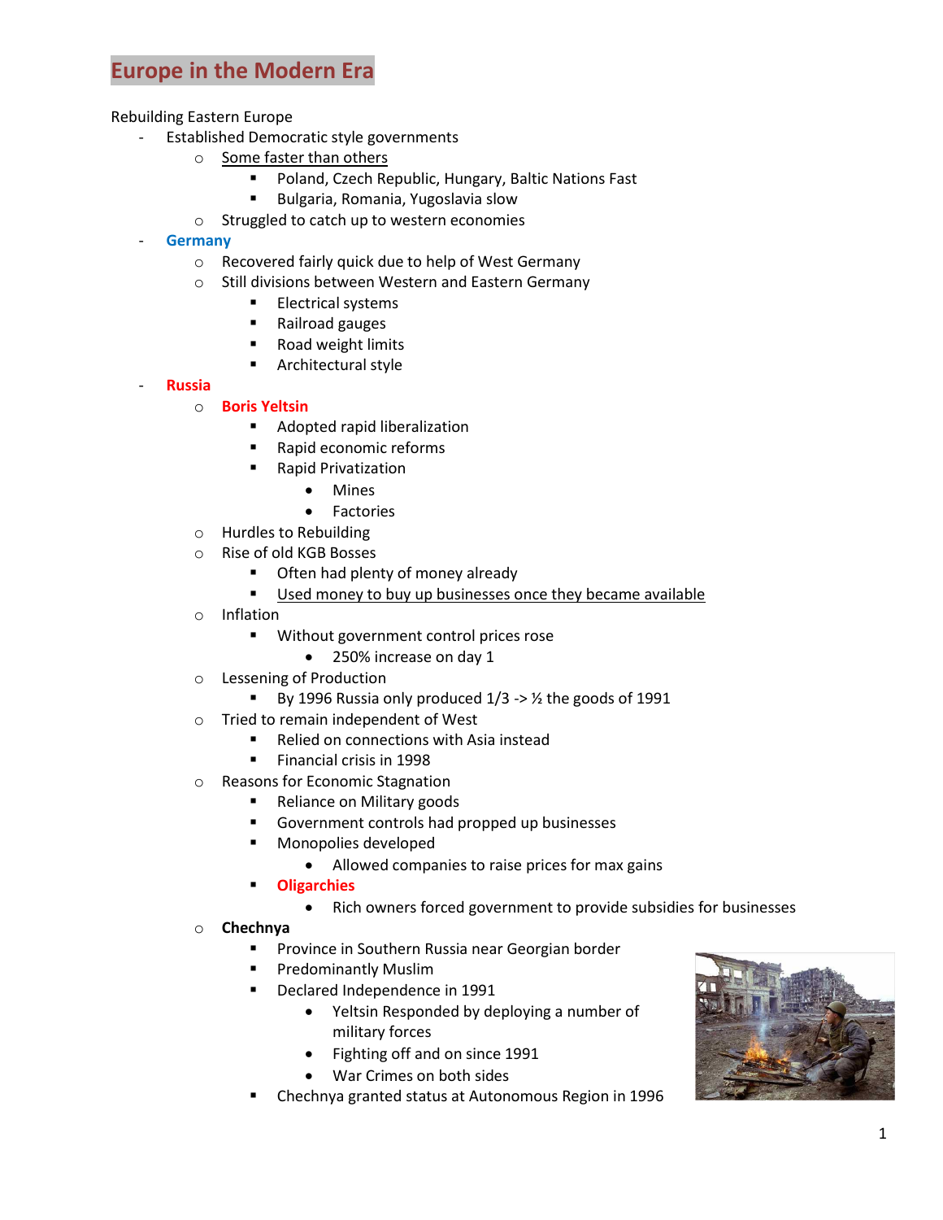# Europe in the Modern Era

Rebuilding Eastern Europe

- Established Democratic style governments
  - Some faster than others
    - Poland, Czech Republic, Hungary, Baltic Nations Fast
    - Bulgaria, Romania, Yugoslavia slow
  - Struggled to catch up to western economies
- **Germany**
  - Recovered fairly quick due to help of West Germany
  - Still divisions between Western and Eastern Germany
    - Electrical systems
    - Railroad gauges
    - Road weight limits
    - Architectural style
- **Russia**
  - **Boris Yeltsin**
    - Adopted rapid liberalization
    - Rapid economic reforms
    - Rapid Privatization
      - Mines
      - Factories
  - Hurdles to Rebuilding
  - Rise of old KGB Bosses
    - Often had plenty of money already
    - Used money to buy up businesses once they became available
  - Inflation
    - Without government control prices rose
      - 250% increase on day 1
  - Lessening of Production
    - By 1996 Russia only produced 1/3 -> ½ the goods of 1991
  - Tried to remain independent of West
    - Relied on connections with Asia instead
    - Financial crisis in 1998
  - Reasons for Economic Stagnation
    - Reliance on Military goods
    - Government controls had propped up businesses
    - Monopolies developed
      - Allowed companies to raise prices for max gains
    - **Oligarchies**
      - Rich owners forced government to provide subsidies for businesses
  - **Chechnya**
    - Province in Southern Russia near Georgian border
    - Predominantly Muslim
    - Declared Independence in 1991
      - Yeltsin Responded by deploying a number of military forces
      - Fighting off and on since 1991
      - War Crimes on both sides
    - Chechnya granted status at Autonomous Region in 1996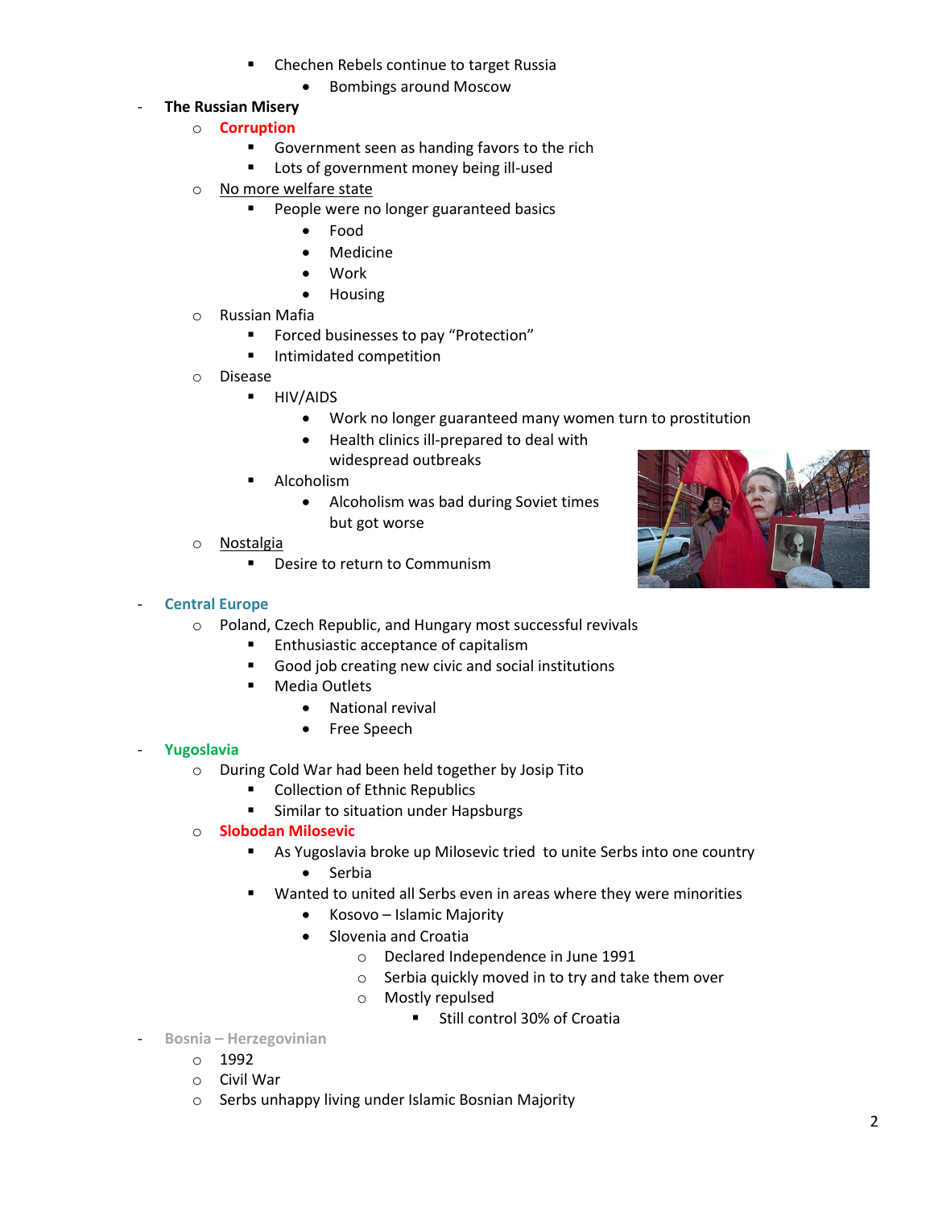- Chechen Rebels continue to target Russia
            - Bombings around Moscow

- **The Russian Misery**
    - **Corruption**
        - Government seen as handing favors to the rich
        - Lots of government money being ill-used
    - No more welfare state
        - People were no longer guaranteed basics
            - Food
            - Medicine
            - Work
            - Housing
    - Russian Mafia
        - Forced businesses to pay “Protection”
        - Intimidated competition
    - Disease
        - HIV/AIDS
            - Work no longer guaranteed many women turn to prostitution
            - Health clinics ill-prepared to deal with widespread outbreaks
        - Alcoholism
            - Alcoholism was bad during Soviet times but got worse
    - Nostalgia
        - Desire to return to Communism

- **Central Europe**
    - Poland, Czech Republic, and Hungary most successful revivals
        - Enthusiastic acceptance of capitalism
        - Good job creating new civic and social institutions
        - Media Outlets
            - National revival
            - Free Speech

- **Yugoslavia**
    - During Cold War had been held together by Josip Tito
        - Collection of Ethnic Republics
        - Similar to situation under Hapsburgs
    - **Slobodan Milosevic**
        - As Yugoslavia broke up Milosevic tried to unite Serbs into one country
            - Serbia
        - Wanted to united all Serbs even in areas where they were minorities
            - Kosovo – Islamic Majority
            - Slovenia and Croatia
                - Declared Independence in June 1991
                - Serbia quickly moved in to try and take them over
                - Mostly repulsed
                    - Still control 30% of Croatia

- **Bosnia – Herzegovinian**
    - 1992
    - Civil War
    - Serbs unhappy living under Islamic Bosnian Majority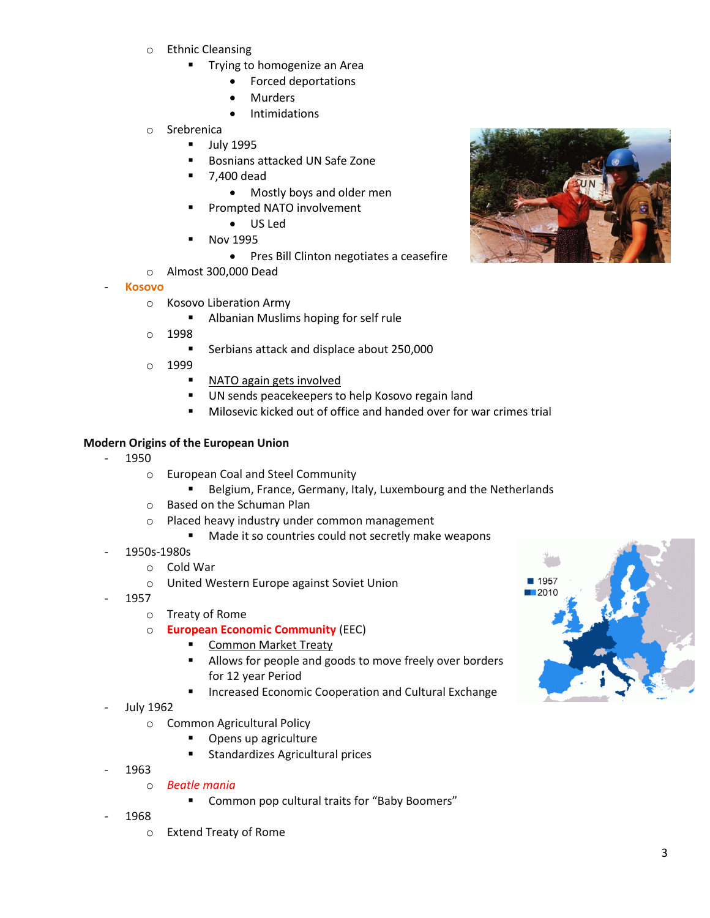- Ethnic Cleansing
  - Trying to homogenize an Area
    - Forced deportations
    - Murders
    - Intimidations
- Srebrenica
  - July 1995
  - Bosnians attacked UN Safe Zone
  - 7,400 dead
    - Mostly boys and older men
  - Prompted NATO involvement
    - US Led
  - Nov 1995
    - Pres Bill Clinton negotiates a ceasefire
- Almost 300,000 Dead

- **Kosovo**
  - Kosovo Liberation Army
    - Albanian Muslims hoping for self rule
  - 1998
    - Serbians attack and displace about 250,000
  - 1999
    - NATO again gets involved
    - UN sends peacekeepers to help Kosovo regain land
    - Milosevic kicked out of office and handed over for war crimes trial

**Modern Origins of the European Union**

- 1950
  - European Coal and Steel Community
    - Belgium, France, Germany, Italy, Luxembourg and the Netherlands
  - Based on the Schuman Plan
  - Placed heavy industry under common management
    - Made it so countries could not secretly make weapons
- 1950s-1980s
  - Cold War
  - United Western Europe against Soviet Union
- 1957
  - Treaty of Rome
  - **European Economic Community** (EEC)
    - Common Market Treaty
    - Allows for people and goods to move freely over borders for 12 year Period
    - Increased Economic Cooperation and Cultural Exchange
- July 1962
  - Common Agricultural Policy
    - Opens up agriculture
    - Standardizes Agricultural prices
- 1963
  - *Beatle mania*
    - Common pop cultural traits for "Baby Boomers"
- 1968
  - Extend Treaty of Rome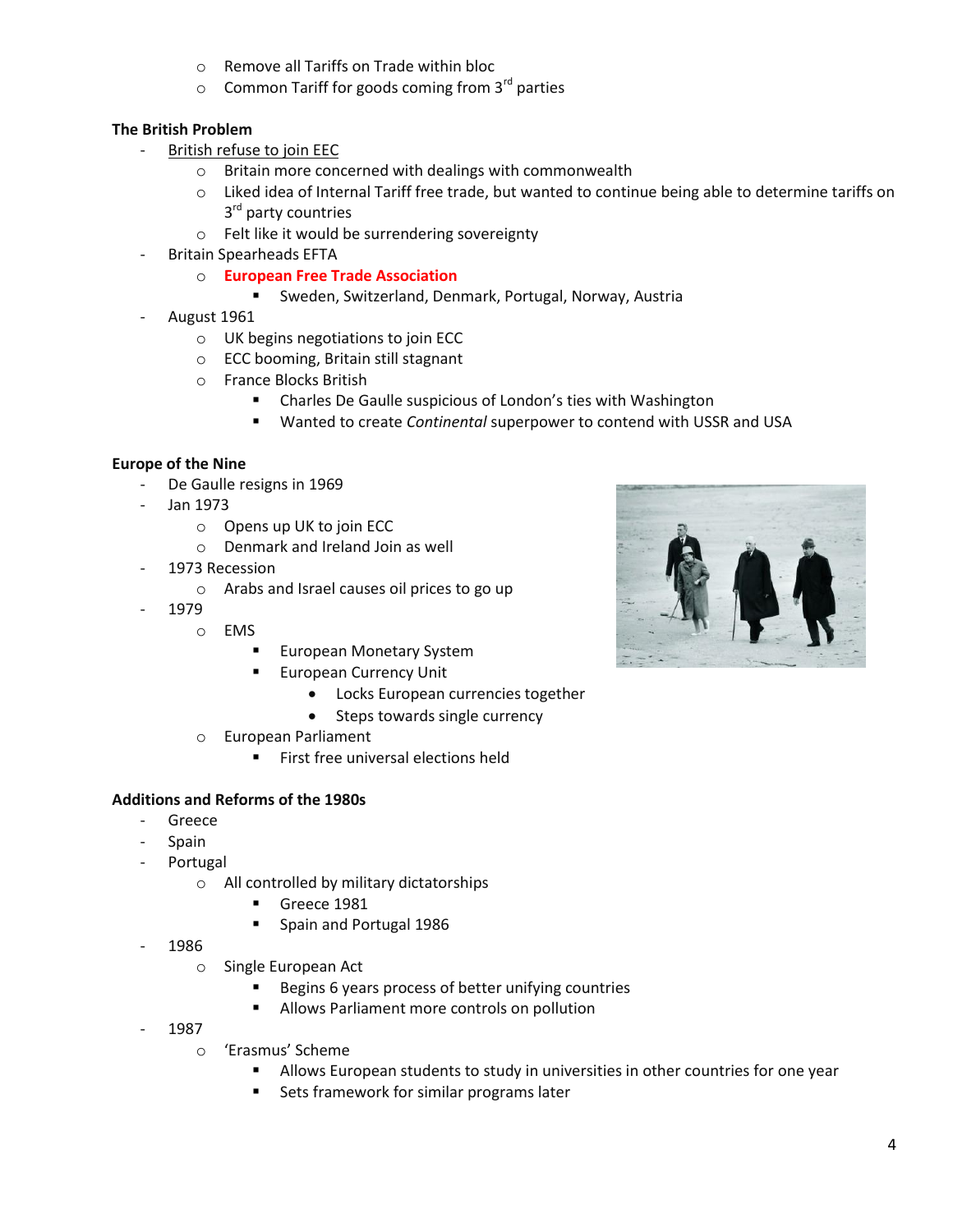- Remove all Tariffs on Trade within bloc
- Common Tariff for goods coming from 3rd parties

**The British Problem**

- British refuse to join EEC
  - Britain more concerned with dealings with commonwealth
  - Liked idea of Internal Tariff free trade, but wanted to continue being able to determine tariffs on 3rd party countries
  - Felt like it would be surrendering sovereignty
- Britain Spearheads EFTA
  - **European Free Trade Association**
    - Sweden, Switzerland, Denmark, Portugal, Norway, Austria
- August 1961
  - UK begins negotiations to join ECC
  - ECC booming, Britain still stagnant
  - France Blocks British
    - Charles De Gaulle suspicious of London's ties with Washington
    - Wanted to create *Continental* superpower to contend with USSR and USA

**Europe of the Nine**

- De Gaulle resigns in 1969
- Jan 1973
  - Opens up UK to join ECC
  - Denmark and Ireland Join as well
- 1973 Recession
  - Arabs and Israel causes oil prices to go up
- 1979
  - EMS
    - European Monetary System
    - European Currency Unit
      - Locks European currencies together
      - Steps towards single currency
  - European Parliament
    - First free universal elections held

**Additions and Reforms of the 1980s**

- Greece
- Spain
- Portugal
  - All controlled by military dictatorships
    - Greece 1981
    - Spain and Portugal 1986
- 1986
  - Single European Act
    - Begins 6 years process of better unifying countries
    - Allows Parliament more controls on pollution
- 1987
  - 'Erasmus' Scheme
    - Allows European students to study in universities in other countries for one year
    - Sets framework for similar programs later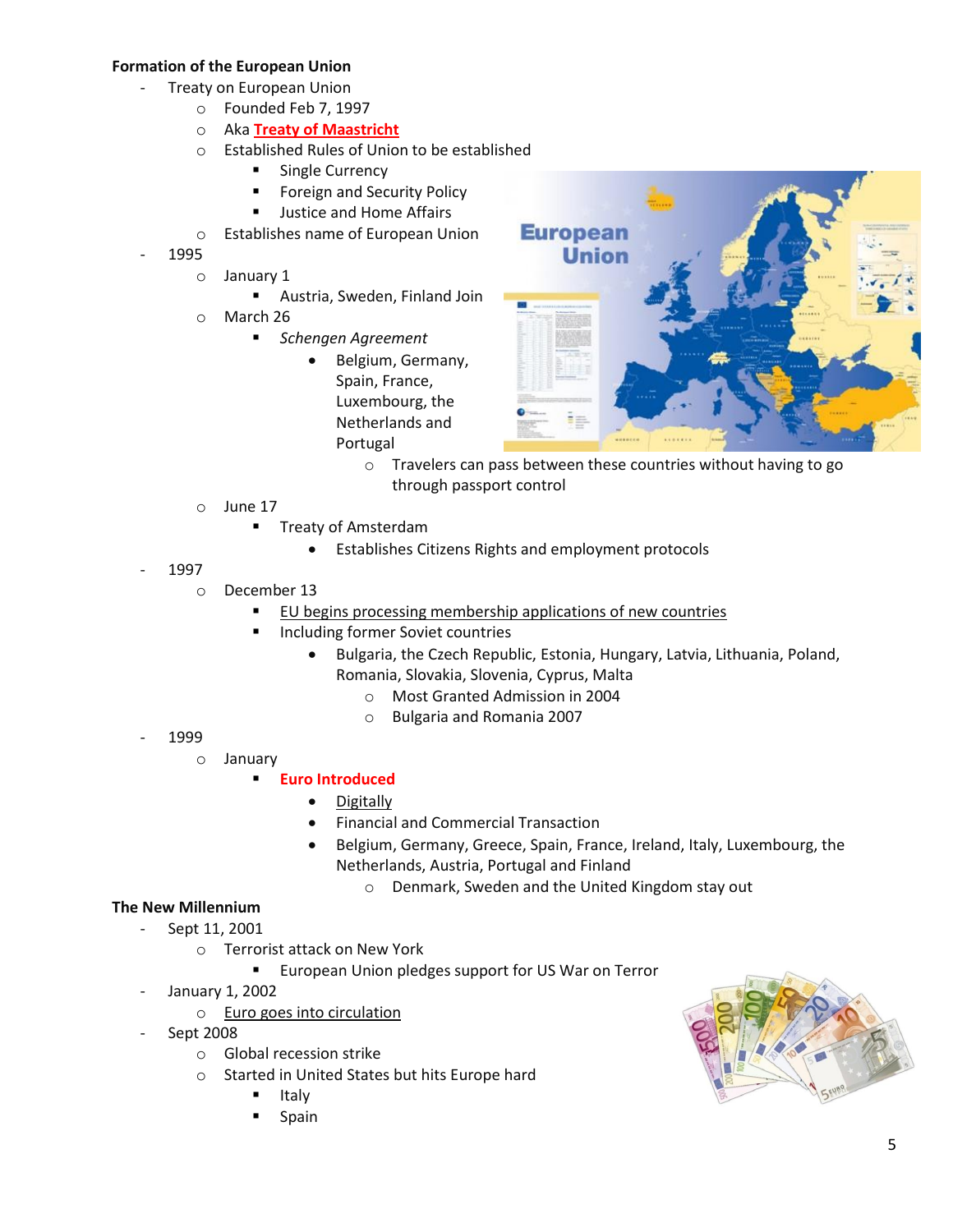**Formation of the European Union**

- Treaty on European Union
  - Founded Feb 7, 1997
  - Aka **Treaty of Maastricht**
  - Established Rules of Union to be established
    - Single Currency
    - Foreign and Security Policy
    - Justice and Home Affairs
  - Establishes name of European Union
- 1995
  - January 1
    - Austria, Sweden, Finland Join
  - March 26
    - *Schengen Agreement*
      - Belgium, Germany, Spain, France, Luxembourg, the Netherlands and Portugal
        - Travelers can pass between these countries without having to go through passport control
  - June 17
    - Treaty of Amsterdam
      - Establishes Citizens Rights and employment protocols
- 1997
  - December 13
    - EU begins processing membership applications of new countries
    - Including former Soviet countries
      - Bulgaria, the Czech Republic, Estonia, Hungary, Latvia, Lithuania, Poland, Romania, Slovakia, Slovenia, Cyprus, Malta
        - Most Granted Admission in 2004
        - Bulgaria and Romania 2007
- 1999
  - January
    - **Euro Introduced**
      - Digitally
      - Financial and Commercial Transaction
      - Belgium, Germany, Greece, Spain, France, Ireland, Italy, Luxembourg, the Netherlands, Austria, Portugal and Finland
        - Denmark, Sweden and the United Kingdom stay out

**The New Millennium**

- Sept 11, 2001
  - Terrorist attack on New York
    - European Union pledges support for US War on Terror
- January 1, 2002
  - Euro goes into circulation
- Sept 2008
  - Global recession strike
  - Started in United States but hits Europe hard
    - Italy
    - Spain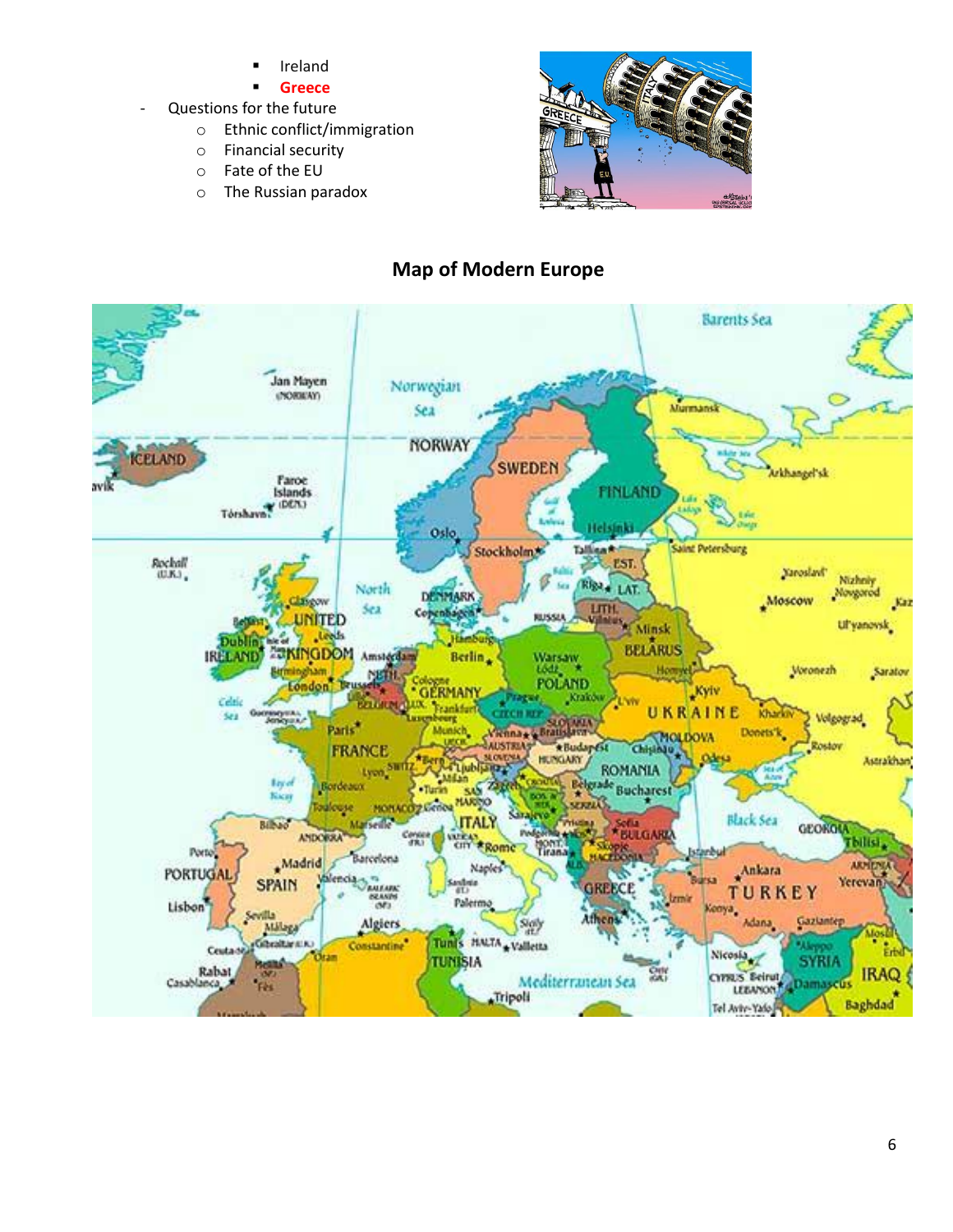- Ireland
- Greece

- Questions for the future
  - Ethnic conflict/immigration
  - Financial security
  - Fate of the EU
  - The Russian paradox

## Map of Modern Europe